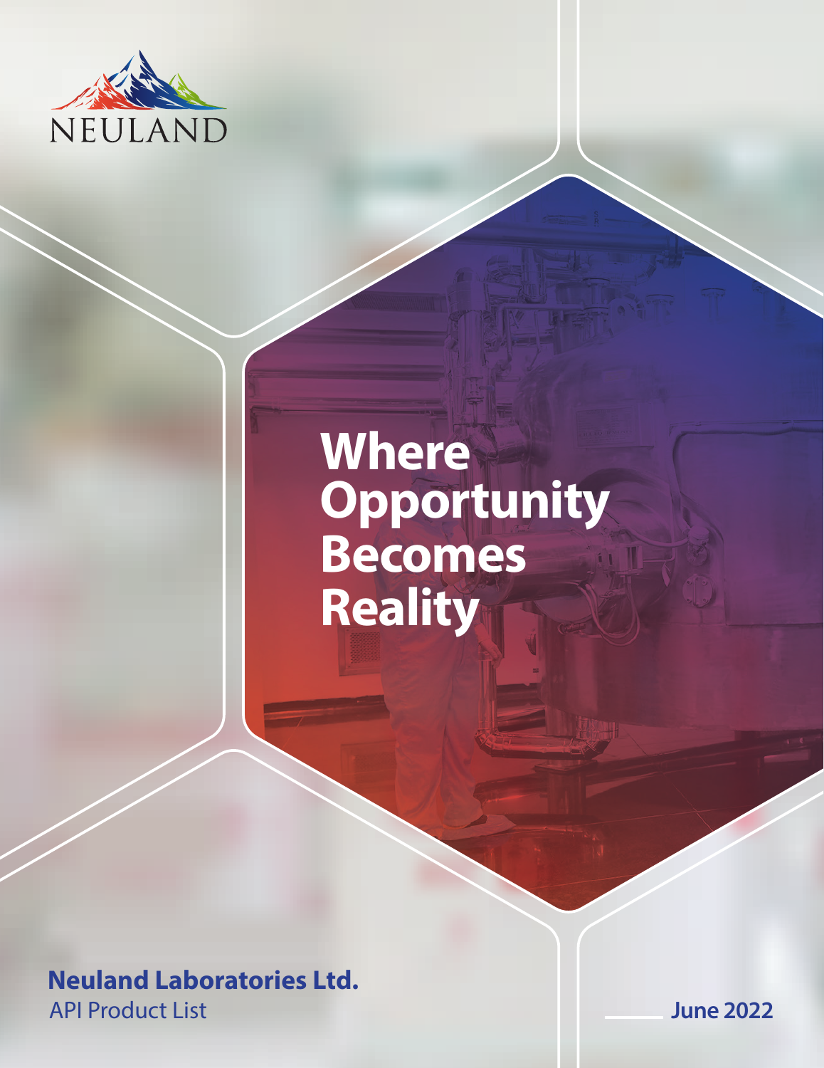NEULAND

# Where Opportunity Becomes Reality

**Neuland Laboratories Ltd.**

API Product List

**June 2022**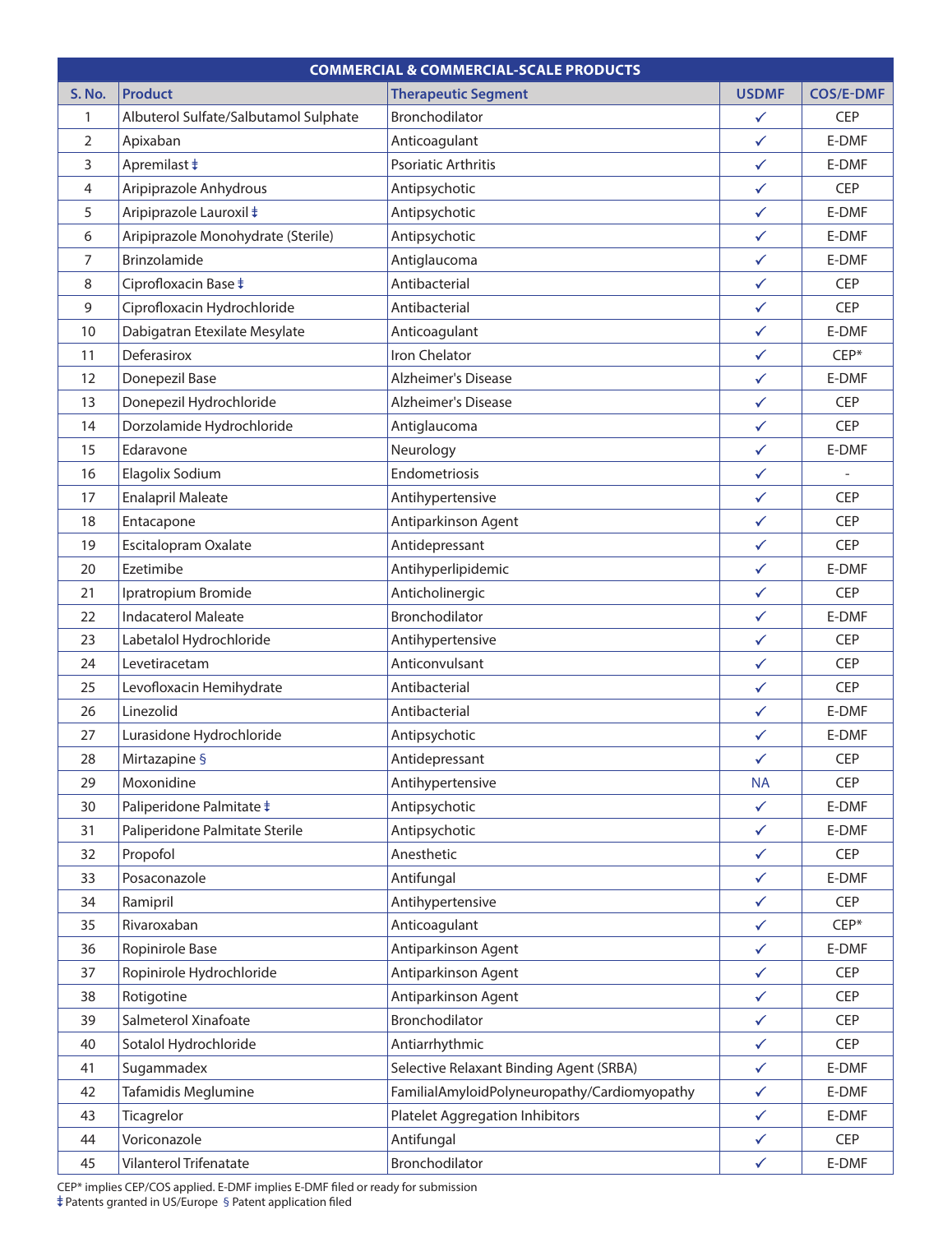| COMMERCIAL & COMMERCIAL-SCALE PRODUCTS | | | | |
|---|---|---|---|---|
| **S. No.** | **Product** | **Therapeutic Segment** | **USDMF** | **COS/E-DMF** |
| 1 | Albuterol Sulfate/Salbutamol Sulphate | Bronchodilator | ✓ | CEP |
| 2 | Apixaban | Anticoagulant | ✓ | E-DMF |
| 3 | Apremilast ‡ | Psoriatic Arthritis | ✓ | E-DMF |
| 4 | Aripiprazole Anhydrous | Antipsychotic | ✓ | CEP |
| 5 | Aripiprazole Lauroxil ‡ | Antipsychotic | ✓ | E-DMF |
| 6 | Aripiprazole Monohydrate (Sterile) | Antipsychotic | ✓ | E-DMF |
| 7 | Brinzolamide | Antiglaucoma | ✓ | E-DMF |
| 8 | Ciprofloxacin Base ‡ | Antibacterial | ✓ | CEP |
| 9 | Ciprofloxacin Hydrochloride | Antibacterial | ✓ | CEP |
| 10 | Dabigatran Etexilate Mesylate | Anticoagulant | ✓ | E-DMF |
| 11 | Deferasirox | Iron Chelator | ✓ | CEP* |
| 12 | Donepezil Base | Alzheimer's Disease | ✓ | E-DMF |
| 13 | Donepezil Hydrochloride | Alzheimer's Disease | ✓ | CEP |
| 14 | Dorzolamide Hydrochloride | Antiglaucoma | ✓ | CEP |
| 15 | Edaravone | Neurology | ✓ | E-DMF |
| 16 | Elagolix Sodium | Endometriosis | ✓ | - |
| 17 | Enalapril Maleate | Antihypertensive | ✓ | CEP |
| 18 | Entacapone | Antiparkinson Agent | ✓ | CEP |
| 19 | Escitalopram Oxalate | Antidepressant | ✓ | CEP |
| 20 | Ezetimibe | Antihyperlipidemic | ✓ | E-DMF |
| 21 | Ipratropium Bromide | Anticholinergic | ✓ | CEP |
| 22 | Indacaterol Maleate | Bronchodilator | ✓ | E-DMF |
| 23 | Labetalol Hydrochloride | Antihypertensive | ✓ | CEP |
| 24 | Levetiracetam | Anticonvulsant | ✓ | CEP |
| 25 | Levofloxacin Hemihydrate | Antibacterial | ✓ | CEP |
| 26 | Linezolid | Antibacterial | ✓ | E-DMF |
| 27 | Lurasidone Hydrochloride | Antipsychotic | ✓ | E-DMF |
| 28 | Mirtazapine § | Antidepressant | ✓ | CEP |
| 29 | Moxonidine | Antihypertensive | NA | CEP |
| 30 | Paliperidone Palmitate ‡ | Antipsychotic | ✓ | E-DMF |
| 31 | Paliperidone Palmitate Sterile | Antipsychotic | ✓ | E-DMF |
| 32 | Propofol | Anesthetic | ✓ | CEP |
| 33 | Posaconazole | Antifungal | ✓ | E-DMF |
| 34 | Ramipril | Antihypertensive | ✓ | CEP |
| 35 | Rivaroxaban | Anticoagulant | ✓ | CEP* |
| 36 | Ropinirole Base | Antiparkinson Agent | ✓ | E-DMF |
| 37 | Ropinirole Hydrochloride | Antiparkinson Agent | ✓ | CEP |
| 38 | Rotigotine | Antiparkinson Agent | ✓ | CEP |
| 39 | Salmeterol Xinafoate | Bronchodilator | ✓ | CEP |
| 40 | Sotalol Hydrochloride | Antiarrhythmic | ✓ | CEP |
| 41 | Sugammadex | Selective Relaxant Binding Agent (SRBA) | ✓ | E-DMF |
| 42 | Tafamidis Meglumine | FamilialAmyloidPolyneuropathy/Cardiomyopathy | ✓ | E-DMF |
| 43 | Ticagrelor | Platelet Aggregation Inhibitors | ✓ | E-DMF |
| 44 | Voriconazole | Antifungal | ✓ | CEP |
| 45 | Vilanterol Trifenatate | Bronchodilator | ✓ | E-DMF |

CEP* implies CEP/COS applied. E-DMF implies E-DMF filed or ready for submission
‡ Patents granted in US/Europe § Patent application filed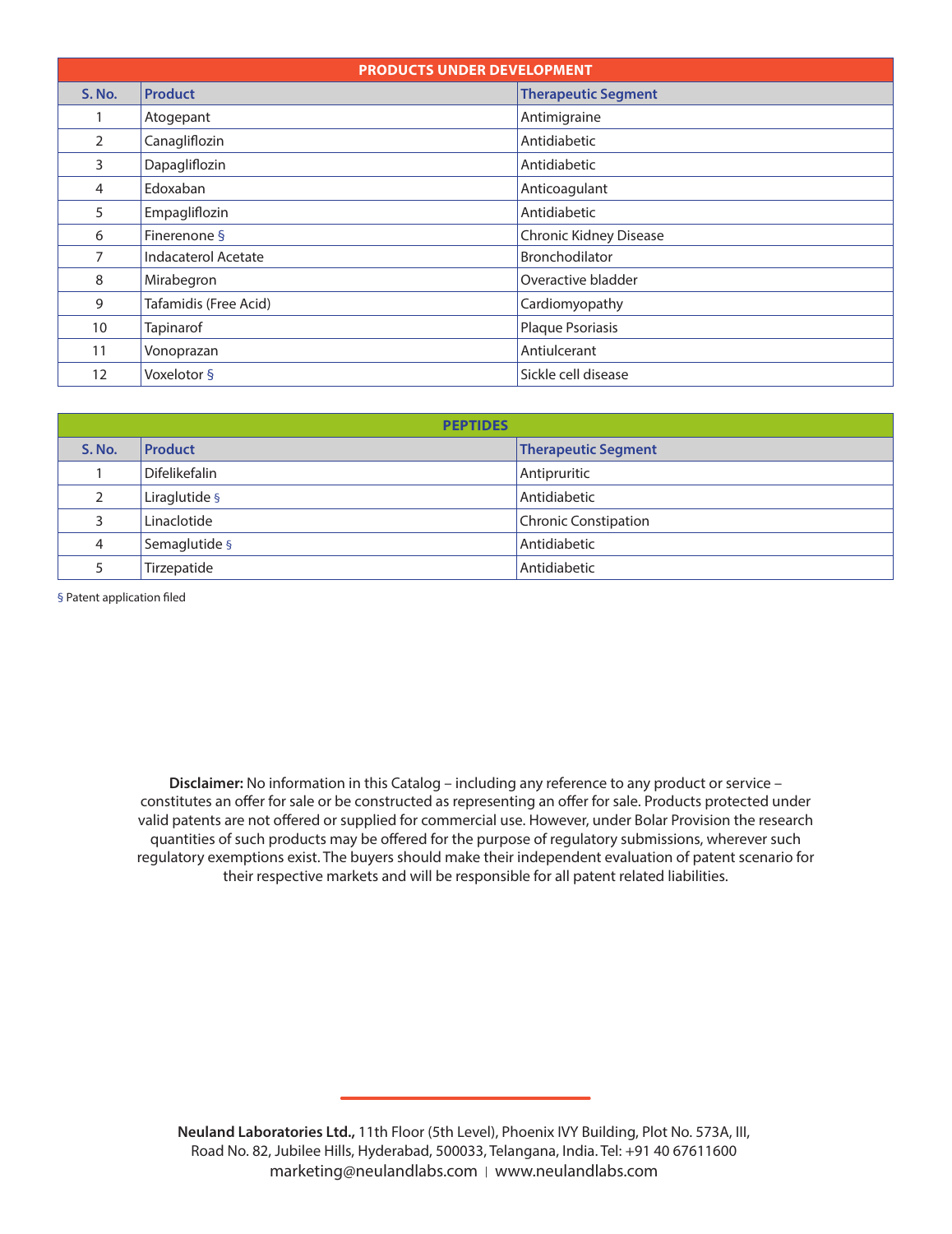| PRODUCTS UNDER DEVELOPMENT | | |
|---|---|---|
| **S. No.** | **Product** | **Therapeutic Segment** |
| 1 | Atogepant | Antimigraine |
| 2 | Canagliflozin | Antidiabetic |
| 3 | Dapagliflozin | Antidiabetic |
| 4 | Edoxaban | Anticoagulant |
| 5 | Empagliflozin | Antidiabetic |
| 6 | Finerenone § | Chronic Kidney Disease |
| 7 | Indacaterol Acetate | Bronchodilator |
| 8 | Mirabegron | Overactive bladder |
| 9 | Tafamidis (Free Acid) | Cardiomyopathy |
| 10 | Tapinarof | Plaque Psoriasis |
| 11 | Vonoprazan | Antiulcerant |
| 12 | Voxelotor § | Sickle cell disease |

| PEPTIDES | | |
|---|---|---|
| **S. No.** | **Product** | **Therapeutic Segment** |
| 1 | Difelikefalin | Antipruritic |
| 2 | Liraglutide § | Antidiabetic |
| 3 | Linaclotide | Chronic Constipation |
| 4 | Semaglutide § | Antidiabetic |
| 5 | Tirzepatide | Antidiabetic |

§ Patent application filed

**Disclaimer:** No information in this Catalog – including any reference to any product or service – constitutes an offer for sale or be constructed as representing an offer for sale. Products protected under valid patents are not offered or supplied for commercial use. However, under Bolar Provision the research quantities of such products may be offered for the purpose of regulatory submissions, wherever such regulatory exemptions exist. The buyers should make their independent evaluation of patent scenario for their respective markets and will be responsible for all patent related liabilities.

**Neuland Laboratories Ltd.,** 11th Floor (5th Level), Phoenix IVY Building, Plot No. 573A, III, Road No. 82, Jubilee Hills, Hyderabad, 500033, Telangana, India. Tel: +91 40 67611600
marketing@neulandlabs.com | www.neulandlabs.com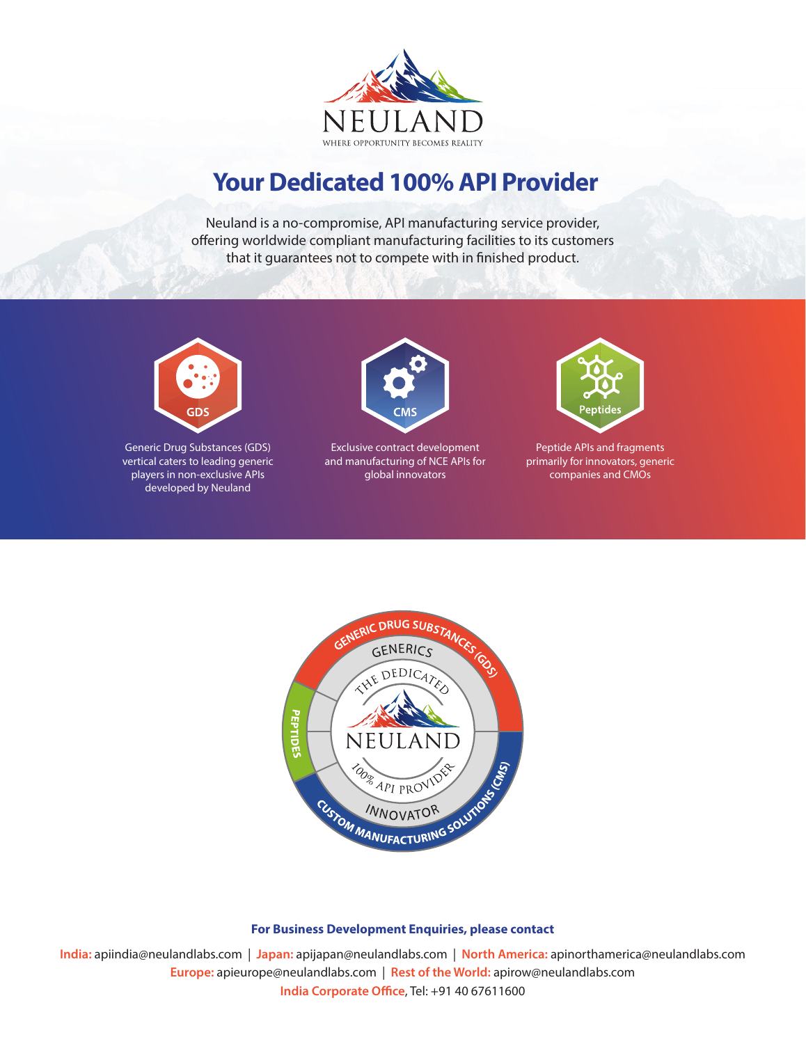NEULAND

WHERE OPPORTUNITY BECOMES REALITY

# Your Dedicated 100% API Provider

Neuland is a no-compromise, API manufacturing service provider, offering worldwide compliant manufacturing facilities to its customers that it guarantees not to compete with in finished product.

**GDS**

Generic Drug Substances (GDS) vertical caters to leading generic players in non-exclusive APIs developed by Neuland

**CMS**

Exclusive contract development and manufacturing of NCE APIs for global innovators

**Peptides**

Peptide APIs and fragments primarily for innovators, generic companies and CMOs

GENERIC DRUG SUBSTANCES (GDS)
GENERICS
THE DEDICATED
NEULAND
100% API PROVIDER
INNOVATOR
CUSTOM MANUFACTURING SOLUTIONS (CMS)
PEPTIDES

**For Business Development Enquiries, please contact**

**India:** apiindia@neulandlabs.com | **Japan:** apijapan@neulandlabs.com | **North America:** apinorthamerica@neulandlabs.com
**Europe:** apieurope@neulandlabs.com | **Rest of the World:** apirow@neulandlabs.com
**India Corporate Office**, Tel: +91 40 67611600